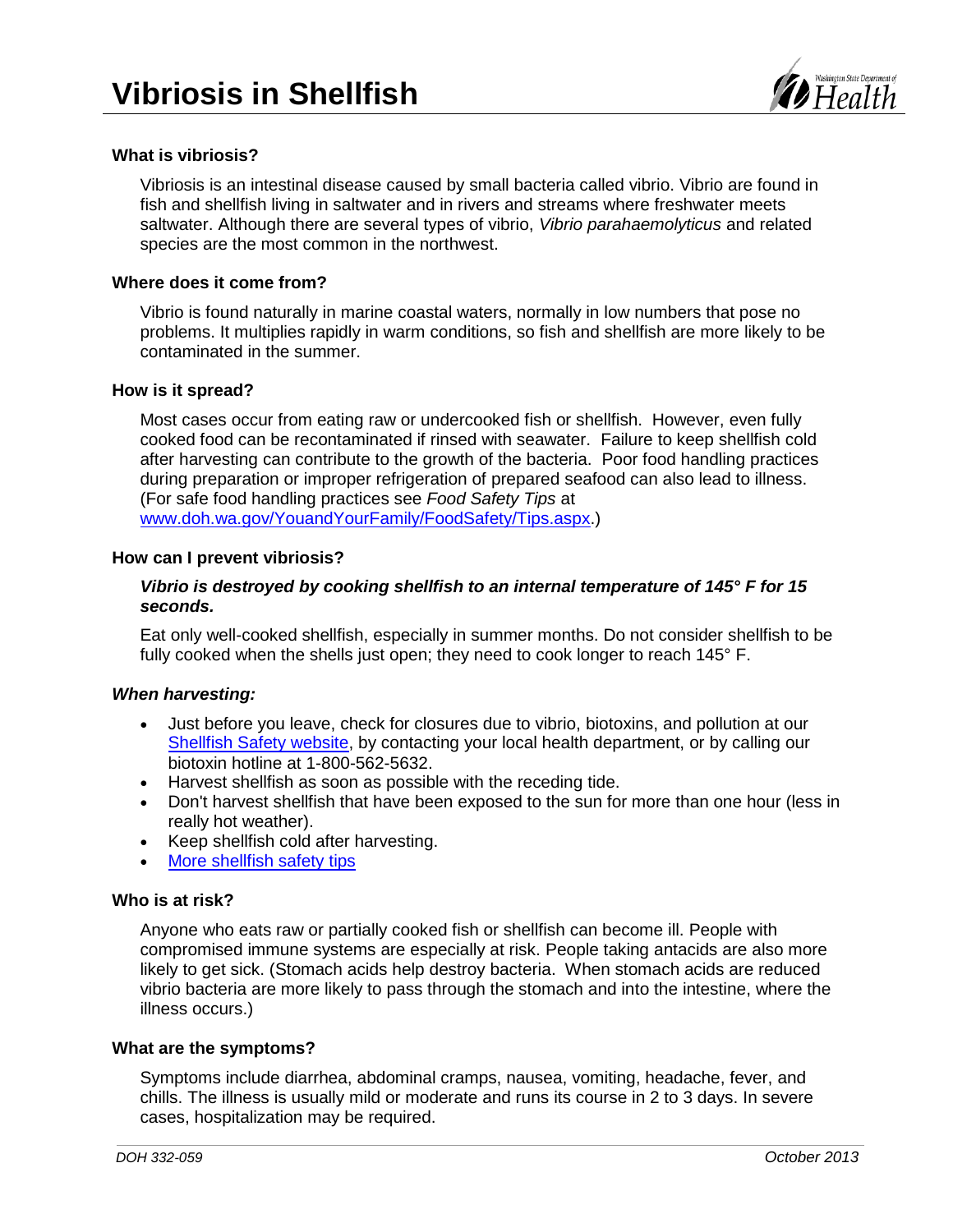# Vibriosis in Shellfish

### What is vibriosis?

Vibriosis is an intestinal disease caused by small bacteria called vibrio. Vibrio are found in fish and shellfish living in saltwater and in rivers and streams where freshwater meets saltwater. Although there are several types of vibrio, *Vibrio parahaemolyticus* and related species are the most common in the northwest.

### Where does it come from?

Vibrio is found naturally in marine coastal waters, normally in low numbers that pose no problems. It multiplies rapidly in warm conditions, so fish and shellfish are more likely to be contaminated in the summer.

### How is it spread?

Most cases occur from eating raw or undercooked fish or shellfish. However, even fully cooked food can be recontaminated if rinsed with seawater. Failure to keep shellfish cold after harvesting can contribute to the growth of the bacteria. Poor food handling practices during preparation or improper refrigeration of prepared seafood can also lead to illness. (For safe food handling practices see *Food Safety Tips* at www.doh.wa.gov/YouandYourFamily/FoodSafety/Tips.aspx.)

### How can I prevent vibriosis?

***Vibrio is destroyed by cooking shellfish to an internal temperature of 145° F for 15 seconds.***

Eat only well-cooked shellfish, especially in summer months. Do not consider shellfish to be fully cooked when the shells just open; they need to cook longer to reach 145° F.

***When harvesting:***

- Just before you leave, check for closures due to vibrio, biotoxins, and pollution at our Shellfish Safety website, by contacting your local health department, or by calling our biotoxin hotline at 1-800-562-5632.
- Harvest shellfish as soon as possible with the receding tide.
- Don't harvest shellfish that have been exposed to the sun for more than one hour (less in really hot weather).
- Keep shellfish cold after harvesting.
- More shellfish safety tips

### Who is at risk?

Anyone who eats raw or partially cooked fish or shellfish can become ill. People with compromised immune systems are especially at risk. People taking antacids are also more likely to get sick. (Stomach acids help destroy bacteria. When stomach acids are reduced vibrio bacteria are more likely to pass through the stomach and into the intestine, where the illness occurs.)

### What are the symptoms?

Symptoms include diarrhea, abdominal cramps, nausea, vomiting, headache, fever, and chills. The illness is usually mild or moderate and runs its course in 2 to 3 days. In severe cases, hospitalization may be required.

*DOH 332-059* *October 2013*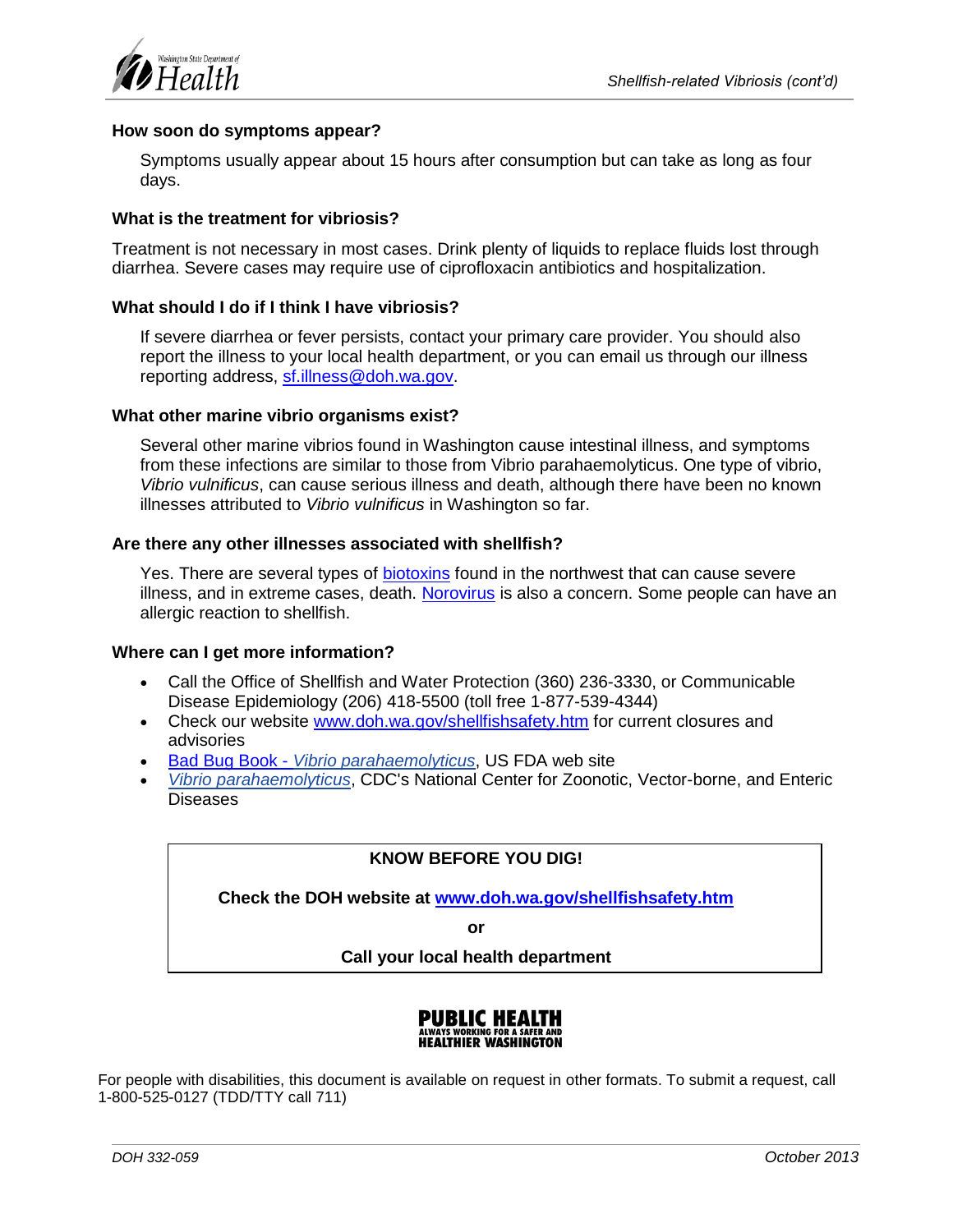### How soon do symptoms appear?

Symptoms usually appear about 15 hours after consumption but can take as long as four days.

### What is the treatment for vibriosis?

Treatment is not necessary in most cases. Drink plenty of liquids to replace fluids lost through diarrhea. Severe cases may require use of ciprofloxacin antibiotics and hospitalization.

### What should I do if I think I have vibriosis?

If severe diarrhea or fever persists, contact your primary care provider. You should also report the illness to your local health department, or you can email us through our illness reporting address, [sf.illness@doh.wa.gov](mailto:sf.illness@doh.wa.gov).

### What other marine vibrio organisms exist?

Several other marine vibrios found in Washington cause intestinal illness, and symptoms from these infections are similar to those from Vibrio parahaemolyticus. One type of vibrio, *Vibrio vulnificus*, can cause serious illness and death, although there have been no known illnesses attributed to *Vibrio vulnificus* in Washington so far.

### Are there any other illnesses associated with shellfish?

Yes. There are several types of biotoxins found in the northwest that can cause severe illness, and in extreme cases, death. Norovirus is also a concern. Some people can have an allergic reaction to shellfish.

### Where can I get more information?

- Call the Office of Shellfish and Water Protection (360) 236-3330, or Communicable Disease Epidemiology (206) 418-5500 (toll free 1-877-539-4344)
- Check our website www.doh.wa.gov/shellfishsafety.htm for current closures and advisories
- Bad Bug Book - *Vibrio parahaemolyticus*, US FDA web site
- *Vibrio parahaemolyticus*, CDC's National Center for Zoonotic, Vector-borne, and Enteric Diseases

**KNOW BEFORE YOU DIG!**

**Check the DOH website at www.doh.wa.gov/shellfishsafety.htm**

**or**

**Call your local health department**

PUBLIC HEALTH
ALWAYS WORKING FOR A SAFER AND HEALTHIER WASHINGTON

For people with disabilities, this document is available on request in other formats. To submit a request, call 1-800-525-0127 (TDD/TTY call 711)

DOH 332-059 October 2013